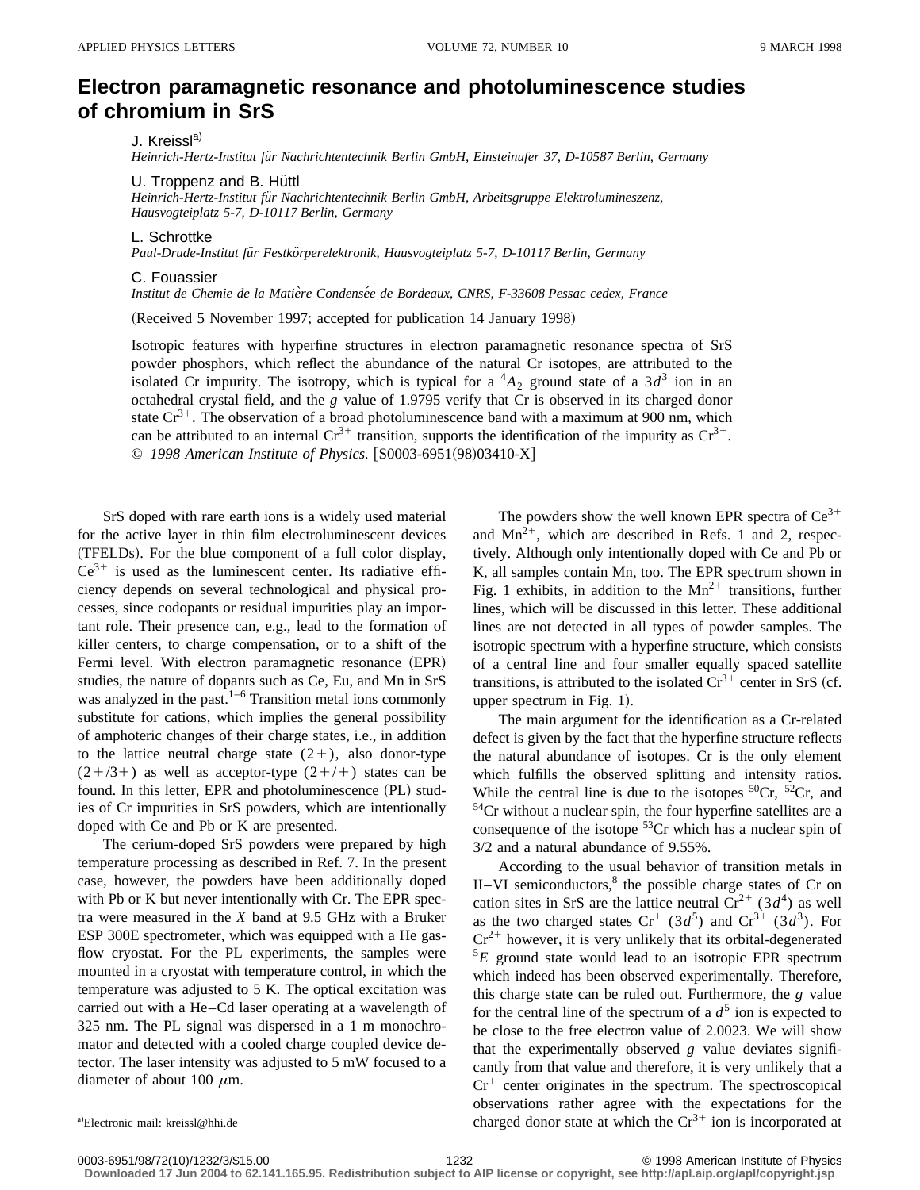# Electron paramagnetic resonance and photoluminescence studies of chromium in SrS

J. Kreissl[a)]
*Heinrich-Hertz-Institut für Nachrichtentechnik Berlin GmbH, Einsteinufer 37, D-10587 Berlin, Germany*

U. Troppenz and B. Hüttl
*Heinrich-Hertz-Institut für Nachrichtentechnik Berlin GmbH, Arbeitsgruppe Elektrolumineszenz, Hausvogteiplatz 5-7, D-10117 Berlin, Germany*

L. Schrottke
*Paul-Drude-Institut für Festkörperelektronik, Hausvogteiplatz 5-7, D-10117 Berlin, Germany*

C. Fouassier
*Institut de Chemie de la Matière Condensée de Bordeaux, CNRS, F-33608 Pessac cedex, France*

(Received 5 November 1997; accepted for publication 14 January 1998)

Isotropic features with hyperfine structures in electron paramagnetic resonance spectra of SrS powder phosphors, which reflect the abundance of the natural Cr isotopes, are attributed to the isolated Cr impurity. The isotropy, which is typical for a $^4A_2$ ground state of a $3d^3$ ion in an octahedral crystal field, and the $g$ value of 1.9795 verify that Cr is observed in its charged donor state $Cr^{3+}$. The observation of a broad photoluminescence band with a maximum at 900 nm, which can be attributed to an internal $Cr^{3+}$ transition, supports the identification of the impurity as $Cr^{3+}$. © *1998 American Institute of Physics.* [S0003-6951(98)03410-X]

SrS doped with rare earth ions is a widely used material for the active layer in thin film electroluminescent devices (TFELDs). For the blue component of a full color display, $Ce^{3+}$ is used as the luminescent center. Its radiative efficiency depends on several technological and physical processes, since codopants or residual impurities play an important role. Their presence can, e.g., lead to the formation of killer centers, to charge compensation, or to a shift of the Fermi level. With electron paramagnetic resonance (EPR) studies, the nature of dopants such as Ce, Eu, and Mn in SrS was analyzed in the past.[1–6] Transition metal ions commonly substitute for cations, which implies the general possibility of amphoteric changes of their charge states, i.e., in addition to the lattice neutral charge state (2+), also donor-type (2+/3+) as well as acceptor-type (2+/+) states can be found. In this letter, EPR and photoluminescence (PL) studies of Cr impurities in SrS powders, which are intentionally doped with Ce and Pb or K are presented.

The cerium-doped SrS powders were prepared by high temperature processing as described in Ref. 7. In the present case, however, the powders have been additionally doped with Pb or K but never intentionally with Cr. The EPR spectra were measured in the $X$ band at 9.5 GHz with a Bruker ESP 300E spectrometer, which was equipped with a He gas-flow cryostat. For the PL experiments, the samples were mounted in a cryostat with temperature control, in which the temperature was adjusted to 5 K. The optical excitation was carried out with a He–Cd laser operating at a wavelength of 325 nm. The PL signal was dispersed in a 1 m monochromator and detected with a cooled charge coupled device detector. The laser intensity was adjusted to 5 mW focused to a diameter of about 100 μm.

The powders show the well known EPR spectra of $Ce^{3+}$ and $Mn^{2+}$, which are described in Refs. 1 and 2, respectively. Although only intentionally doped with Ce and Pb or K, all samples contain Mn, too. The EPR spectrum shown in Fig. 1 exhibits, in addition to the $Mn^{2+}$ transitions, further lines, which will be discussed in this letter. These additional lines are not detected in all types of powder samples. The isotropic spectrum with a hyperfine structure, which consists of a central line and four smaller equally spaced satellite transitions, is attributed to the isolated $Cr^{3+}$ center in SrS (cf. upper spectrum in Fig. 1).

The main argument for the identification as a Cr-related defect is given by the fact that the hyperfine structure reflects the natural abundance of isotopes. Cr is the only element which fulfills the observed splitting and intensity ratios. While the central line is due to the isotopes $^{50}Cr$, $^{52}Cr$, and $^{54}Cr$ without a nuclear spin, the four hyperfine satellites are a consequence of the isotope $^{53}Cr$ which has a nuclear spin of 3/2 and a natural abundance of 9.55%.

According to the usual behavior of transition metals in II–VI semiconductors,[8] the possible charge states of Cr on cation sites in SrS are the lattice neutral $Cr^{2+}$ ($3d^4$) as well as the two charged states $Cr^{+}$ ($3d^5$) and $Cr^{3+}$ ($3d^3$). For $Cr^{2+}$ however, it is very unlikely that its orbital-degenerated $^5E$ ground state would lead to an isotropic EPR spectrum which indeed has been observed experimentally. Therefore, this charge state can be ruled out. Furthermore, the $g$ value for the central line of the spectrum of a $d^5$ ion is expected to be close to the free electron value of 2.0023. We will show that the experimentally observed $g$ value deviates significantly from that value and therefore, it is very unlikely that a $Cr^{+}$ center originates in the spectrum. The spectroscopical observations rather agree with the expectations for the charged donor state at which the $Cr^{3+}$ ion is incorporated at

[a)] Electronic mail: kreissl@hhi.de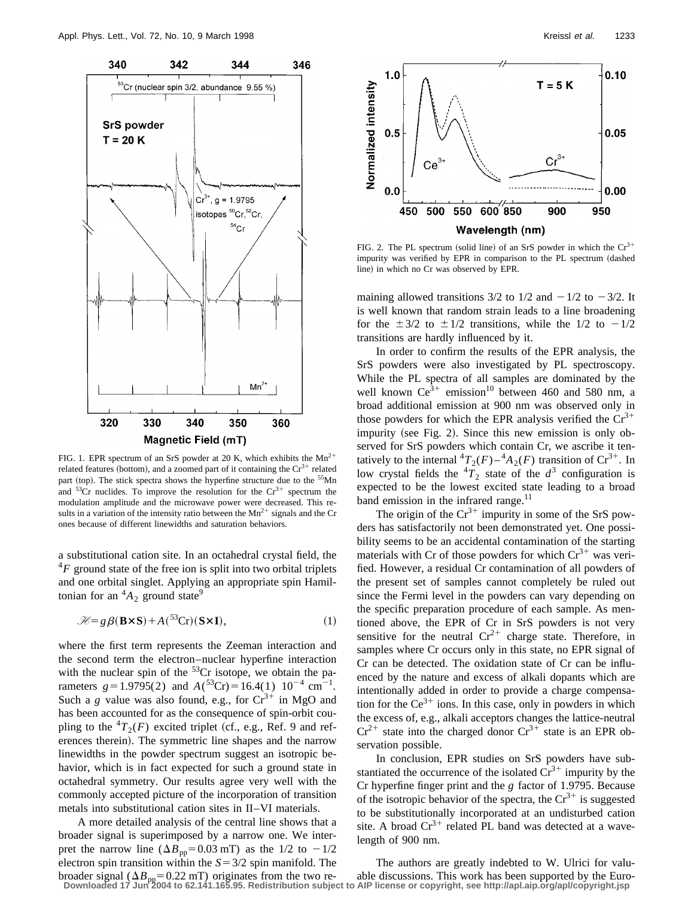FIG. 1. EPR spectrum of an SrS powder at 20 K, which exhibits the $Mn^{2+}$ related features (bottom), and a zoomed part of it containing the $Cr^{3+}$ related part (top). The stick spectra shows the hyperfine structure due to the $^{55}$Mn and $^{53}$Cr nuclides. To improve the resolution for the $Cr^{3+}$ spectrum the modulation amplitude and the microwave power were decreased. This results in a variation of the intensity ratio between the $Mn^{2+}$ signals and the Cr ones because of different linewidths and saturation behaviors.

a substitutional cation site. In an octahedral crystal field, the $^4F$ ground state of the free ion is split into two orbital triplets and one orbital singlet. Applying an appropriate spin Hamiltonian for an $^4A_2$ ground state[9]

$$\mathscr{H} = g\beta(\mathbf{B}\times\mathbf{S}) + A(^{53}\mathrm{Cr})(\mathbf{S}\times\mathbf{I}), \qquad (1)$$

where the first term represents the Zeeman interaction and the second term the electron–nuclear hyperfine interaction with the nuclear spin of the $^{53}$Cr isotope, we obtain the parameters $g = 1.9795(2)$ and $A(^{53}\mathrm{Cr}) = 16.4(1)\ 10^{-4}\ \mathrm{cm}^{-1}$. Such a $g$ value was also found, e.g., for $Cr^{3+}$ in MgO and has been accounted for as the consequence of spin-orbit coupling to the $^4T_2(F)$ excited triplet (cf., e.g., Ref. 9 and references therein). The symmetric line shapes and the narrow linewidths in the powder spectrum suggest an isotropic behavior, which is in fact expected for such a ground state in octahedral symmetry. Our results agree very well with the commonly accepted picture of the incorporation of transition metals into substitutional cation sites in II–VI materials.

A more detailed analysis of the central line shows that a broader signal is superimposed by a narrow one. We interpret the narrow line ($\Delta B_{pp} = 0.03$ mT) as the 1/2 to $-1/2$ electron spin transition within the $S = 3/2$ spin manifold. The broader signal ($\Delta B_{pp} = 0.22$ mT) originates from the two remaining allowed transitions 3/2 to 1/2 and $-1/2$ to $-3/2$. It is well known that random strain leads to a line broadening for the $\pm 3/2$ to $\pm 1/2$ transitions, while the 1/2 to $-1/2$ transitions are hardly influenced by it.

FIG. 2. The PL spectrum (solid line) of an SrS powder in which the $Cr^{3+}$ impurity was verified by EPR in comparison to the PL spectrum (dashed line) in which no Cr was observed by EPR.

In order to confirm the results of the EPR analysis, the SrS powders were also investigated by PL spectroscopy. While the PL spectra of all samples are dominated by the well known $Ce^{3+}$ emission[10] between 460 and 580 nm, a broad additional emission at 900 nm was observed only in those powders for which the EPR analysis verified the $Cr^{3+}$ impurity (see Fig. 2). Since this new emission is only observed for SrS powders which contain Cr, we ascribe it tentatively to the internal $^4T_2(F)$–$^4A_2(F)$ transition of $Cr^{3+}$. In low crystal fields the $^4T_2$ state of the $d^3$ configuration is expected to be the lowest excited state leading to a broad band emission in the infrared range.[11]

The origin of the $Cr^{3+}$ impurity in some of the SrS powders has satisfactorily not been demonstrated yet. One possibility seems to be an accidental contamination of the starting materials with Cr of those powders for which $Cr^{3+}$ was verified. However, a residual Cr contamination of all powders of the present set of samples cannot completely be ruled out since the Fermi level in the powders can vary depending on the specific preparation procedure of each sample. As mentioned above, the EPR of Cr in SrS powders is not very sensitive for the neutral $Cr^{2+}$ charge state. Therefore, in samples where Cr occurs only in this state, no EPR signal of Cr can be detected. The oxidation state of Cr can be influenced by the nature and excess of alkali dopants which are intentionally added in order to provide a charge compensation for the $Ce^{3+}$ ions. In this case, only in powders in which the excess of, e.g., alkali acceptors changes the lattice-neutral $Cr^{2+}$ state into the charged donor $Cr^{3+}$ state is an EPR observation possible.

In conclusion, EPR studies on SrS powders have substantiated the occurrence of the isolated $Cr^{3+}$ impurity by the Cr hyperfine finger print and the $g$ factor of 1.9795. Because of the isotropic behavior of the spectra, the $Cr^{3+}$ is suggested to be substitutionally incorporated at an undisturbed cation site. A broad $Cr^{3+}$ related PL band was detected at a wavelength of 900 nm.

The authors are greatly indebted to W. Ulrici for valuable discussions. This work has been supported by the Euro-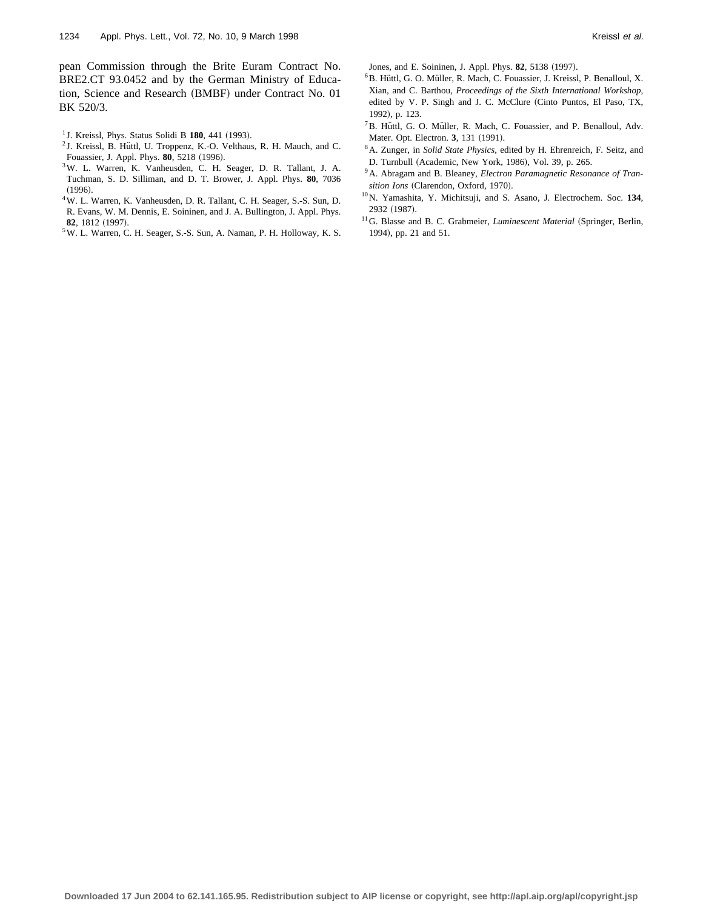pean Commission through the Brite Euram Contract No. BRE2.CT 93.0452 and by the German Ministry of Education, Science and Research (BMBF) under Contract No. 01 BK 520/3.

[1] J. Kreissl, Phys. Status Solidi B **180**, 441 (1993).

[2] J. Kreissl, B. Hüttl, U. Troppenz, K.-O. Velthaus, R. H. Mauch, and C. Fouassier, J. Appl. Phys. **80**, 5218 (1996).

[3] W. L. Warren, K. Vanheusden, C. H. Seager, D. R. Tallant, J. A. Tuchman, S. D. Silliman, and D. T. Brower, J. Appl. Phys. **80**, 7036 (1996).

[4] W. L. Warren, K. Vanheusden, D. R. Tallant, C. H. Seager, S.-S. Sun, D. R. Evans, W. M. Dennis, E. Soininen, and J. A. Bullington, J. Appl. Phys. **82**, 1812 (1997).

[5] W. L. Warren, C. H. Seager, S.-S. Sun, A. Naman, P. H. Holloway, K. S. Jones, and E. Soininen, J. Appl. Phys. **82**, 5138 (1997).

[6] B. Hüttl, G. O. Müller, R. Mach, C. Fouassier, J. Kreissl, P. Benalloul, X. Xian, and C. Barthou, *Proceedings of the Sixth International Workshop*, edited by V. P. Singh and J. C. McClure (Cinto Puntos, El Paso, TX, 1992), p. 123.

[7] B. Hüttl, G. O. Müller, R. Mach, C. Fouassier, and P. Benalloul, Adv. Mater. Opt. Electron. **3**, 131 (1991).

[8] A. Zunger, in *Solid State Physics*, edited by H. Ehrenreich, F. Seitz, and D. Turnbull (Academic, New York, 1986), Vol. 39, p. 265.

[9] A. Abragam and B. Bleaney, *Electron Paramagnetic Resonance of Transition Ions* (Clarendon, Oxford, 1970).

[10] N. Yamashita, Y. Michitsuji, and S. Asano, J. Electrochem. Soc. **134**, 2932 (1987).

[11] G. Blasse and B. C. Grabmeier, *Luminescent Material* (Springer, Berlin, 1994), pp. 21 and 51.